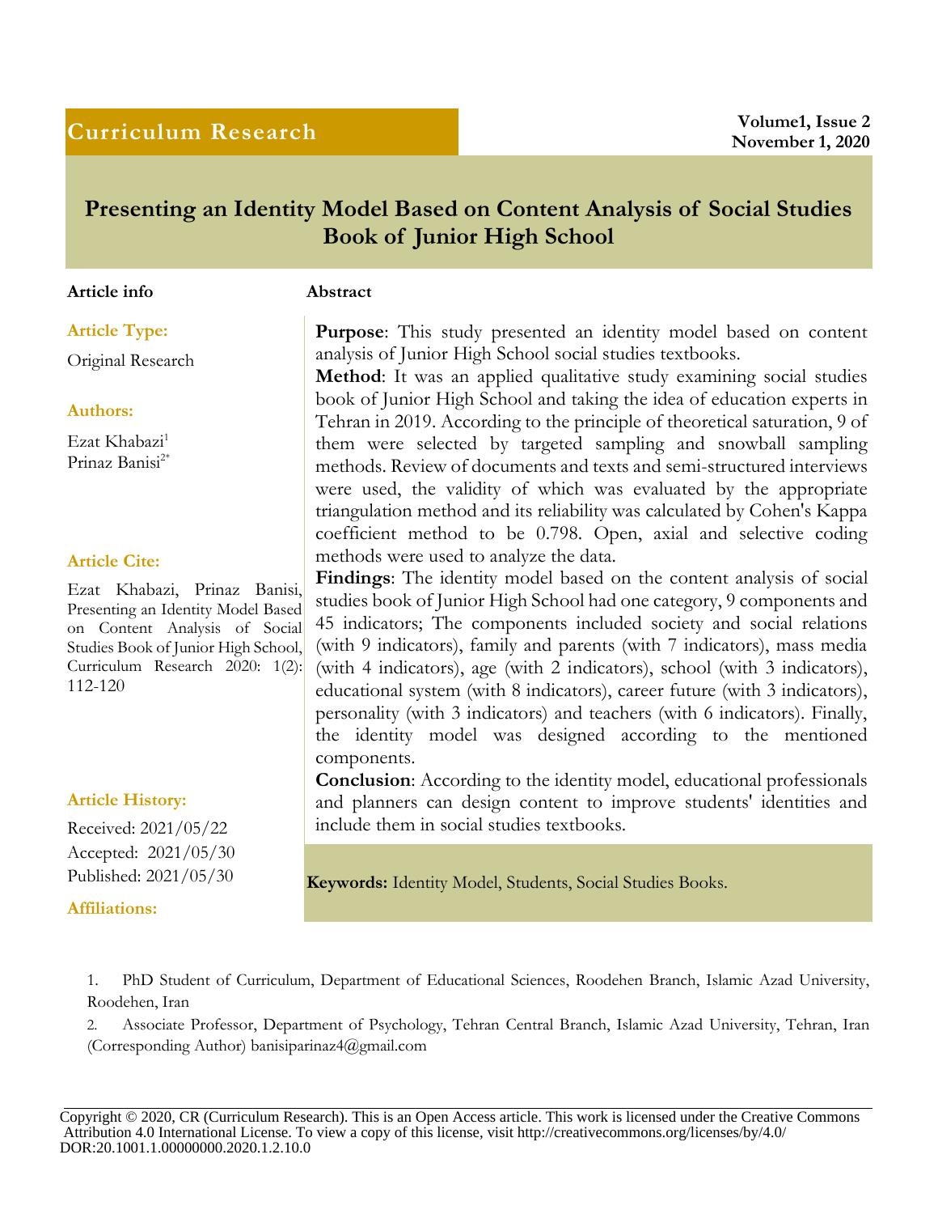Curriculum Research

# Presenting an Identity Model Based on Content Analysis of Social Studies Book of Junior High School

**Article info**

**Article Type:**

Original Research

**Authors:**

Ezat Khabazi[1]
Prinaz Banisi[2*]

**Article Cite:**

Ezat Khabazi, Prinaz Banisi, Presenting an Identity Model Based on Content Analysis of Social Studies Book of Junior High School, Curriculum Research 2020: 1(2): 112-120

**Article History:**

Received: 2021/05/22
Accepted: 2021/05/30
Published: 2021/05/30

**Affiliations:**

## Abstract

**Purpose**: This study presented an identity model based on content analysis of Junior High School social studies textbooks.

**Method**: It was an applied qualitative study examining social studies book of Junior High School and taking the idea of education experts in Tehran in 2019. According to the principle of theoretical saturation, 9 of them were selected by targeted sampling and snowball sampling methods. Review of documents and texts and semi-structured interviews were used, the validity of which was evaluated by the appropriate triangulation method and its reliability was calculated by Cohen's Kappa coefficient method to be 0.798. Open, axial and selective coding methods were used to analyze the data.

**Findings**: The identity model based on the content analysis of social studies book of Junior High School had one category, 9 components and 45 indicators; The components included society and social relations (with 9 indicators), family and parents (with 7 indicators), mass media (with 4 indicators), age (with 2 indicators), school (with 3 indicators), educational system (with 8 indicators), career future (with 3 indicators), personality (with 3 indicators) and teachers (with 6 indicators). Finally, the identity model was designed according to the mentioned components.

**Conclusion**: According to the identity model, educational professionals and planners can design content to improve students' identities and include them in social studies textbooks.

**Keywords:** Identity Model, Students, Social Studies Books.

1. PhD Student of Curriculum, Department of Educational Sciences, Roodehen Branch, Islamic Azad University, Roodehen, Iran
2. Associate Professor, Department of Psychology, Tehran Central Branch, Islamic Azad University, Tehran, Iran (Corresponding Author) banisiparinaz4@gmail.com

Copyright © 2020, CR (Curriculum Research). This is an Open Access article. This work is licensed under the Creative Commons Attribution 4.0 International License. To view a copy of this license, visit http://creativecommons.org/licenses/by/4.0/
DOR:20.1001.1.00000000.2020.1.2.10.0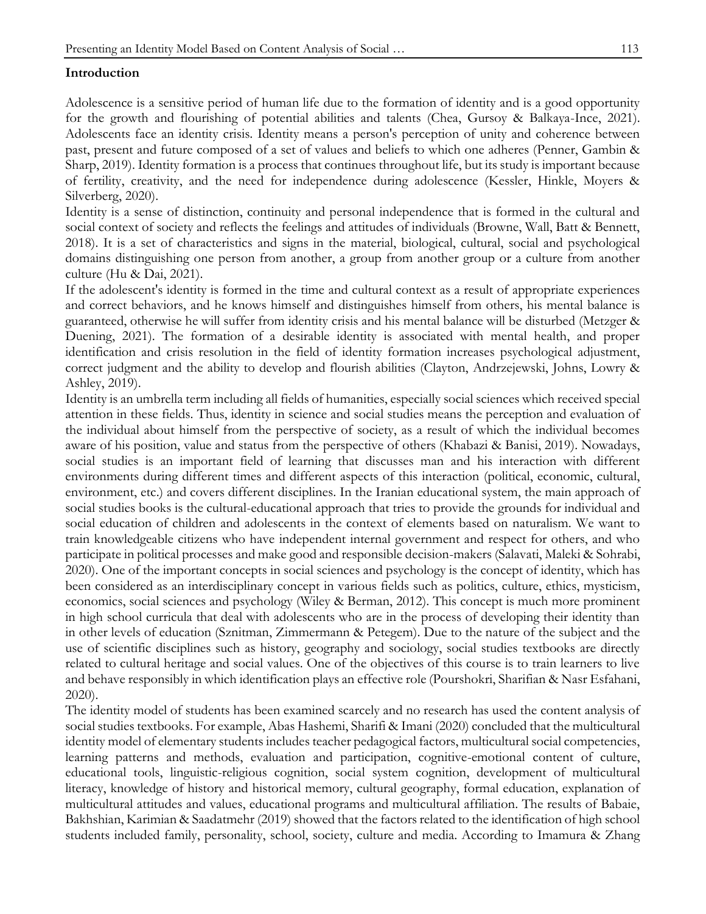## Introduction

Adolescence is a sensitive period of human life due to the formation of identity and is a good opportunity for the growth and flourishing of potential abilities and talents (Chea, Gursoy & Balkaya-Ince, 2021). Adolescents face an identity crisis. Identity means a person's perception of unity and coherence between past, present and future composed of a set of values and beliefs to which one adheres (Penner, Gambin & Sharp, 2019). Identity formation is a process that continues throughout life, but its study is important because of fertility, creativity, and the need for independence during adolescence (Kessler, Hinkle, Moyers & Silverberg, 2020).

Identity is a sense of distinction, continuity and personal independence that is formed in the cultural and social context of society and reflects the feelings and attitudes of individuals (Browne, Wall, Batt & Bennett, 2018). It is a set of characteristics and signs in the material, biological, cultural, social and psychological domains distinguishing one person from another, a group from another group or a culture from another culture (Hu & Dai, 2021).

If the adolescent's identity is formed in the time and cultural context as a result of appropriate experiences and correct behaviors, and he knows himself and distinguishes himself from others, his mental balance is guaranteed, otherwise he will suffer from identity crisis and his mental balance will be disturbed (Metzger & Duening, 2021). The formation of a desirable identity is associated with mental health, and proper identification and crisis resolution in the field of identity formation increases psychological adjustment, correct judgment and the ability to develop and flourish abilities (Clayton, Andrzejewski, Johns, Lowry & Ashley, 2019).

Identity is an umbrella term including all fields of humanities, especially social sciences which received special attention in these fields. Thus, identity in science and social studies means the perception and evaluation of the individual about himself from the perspective of society, as a result of which the individual becomes aware of his position, value and status from the perspective of others (Khabazi & Banisi, 2019). Nowadays, social studies is an important field of learning that discusses man and his interaction with different environments during different times and different aspects of this interaction (political, economic, cultural, environment, etc.) and covers different disciplines. In the Iranian educational system, the main approach of social studies books is the cultural-educational approach that tries to provide the grounds for individual and social education of children and adolescents in the context of elements based on naturalism. We want to train knowledgeable citizens who have independent internal government and respect for others, and who participate in political processes and make good and responsible decision-makers (Salavati, Maleki & Sohrabi, 2020). One of the important concepts in social sciences and psychology is the concept of identity, which has been considered as an interdisciplinary concept in various fields such as politics, culture, ethics, mysticism, economics, social sciences and psychology (Wiley & Berman, 2012). This concept is much more prominent in high school curricula that deal with adolescents who are in the process of developing their identity than in other levels of education (Sznitman, Zimmermann & Petegem). Due to the nature of the subject and the use of scientific disciplines such as history, geography and sociology, social studies textbooks are directly related to cultural heritage and social values. One of the objectives of this course is to train learners to live and behave responsibly in which identification plays an effective role (Pourshokri, Sharifian & Nasr Esfahani, 2020).

The identity model of students has been examined scarcely and no research has used the content analysis of social studies textbooks. For example, Abas Hashemi, Sharifi & Imani (2020) concluded that the multicultural identity model of elementary students includes teacher pedagogical factors, multicultural social competencies, learning patterns and methods, evaluation and participation, cognitive-emotional content of culture, educational tools, linguistic-religious cognition, social system cognition, development of multicultural literacy, knowledge of history and historical memory, cultural geography, formal education, explanation of multicultural attitudes and values, educational programs and multicultural affiliation. The results of Babaie, Bakhshian, Karimian & Saadatmehr (2019) showed that the factors related to the identification of high school students included family, personality, school, society, culture and media. According to Imamura & Zhang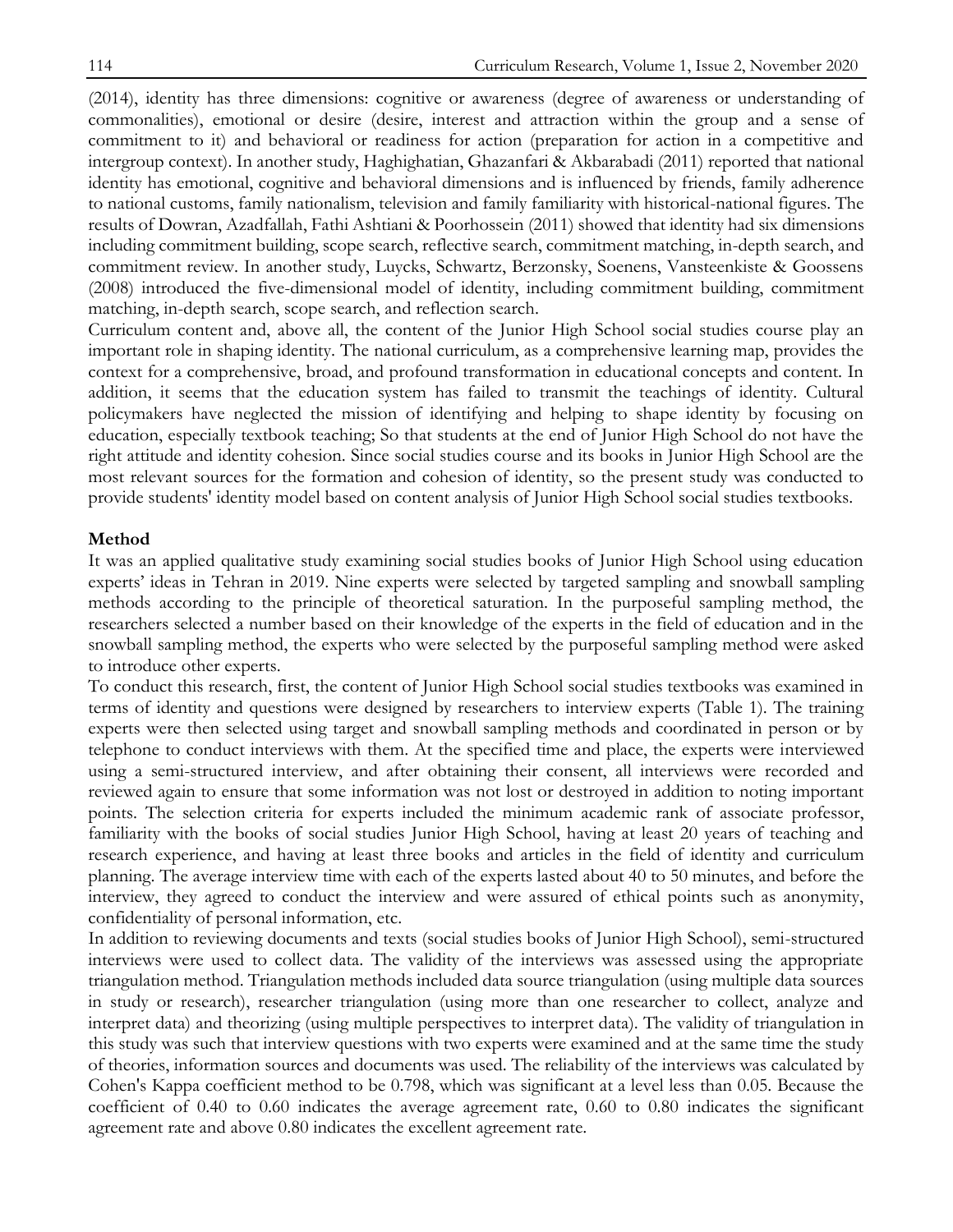(2014), identity has three dimensions: cognitive or awareness (degree of awareness or understanding of commonalities), emotional or desire (desire, interest and attraction within the group and a sense of commitment to it) and behavioral or readiness for action (preparation for action in a competitive and intergroup context). In another study, Haghighatian, Ghazanfari & Akbarabadi (2011) reported that national identity has emotional, cognitive and behavioral dimensions and is influenced by friends, family adherence to national customs, family nationalism, television and family familiarity with historical-national figures. The results of Dowran, Azadfallah, Fathi Ashtiani & Poorhossein (2011) showed that identity had six dimensions including commitment building, scope search, reflective search, commitment matching, in-depth search, and commitment review. In another study, Luycks, Schwartz, Berzonsky, Soenens, Vansteenkiste & Goossens (2008) introduced the five-dimensional model of identity, including commitment building, commitment matching, in-depth search, scope search, and reflection search.

Curriculum content and, above all, the content of the Junior High School social studies course play an important role in shaping identity. The national curriculum, as a comprehensive learning map, provides the context for a comprehensive, broad, and profound transformation in educational concepts and content. In addition, it seems that the education system has failed to transmit the teachings of identity. Cultural policymakers have neglected the mission of identifying and helping to shape identity by focusing on education, especially textbook teaching; So that students at the end of Junior High School do not have the right attitude and identity cohesion. Since social studies course and its books in Junior High School are the most relevant sources for the formation and cohesion of identity, so the present study was conducted to provide students' identity model based on content analysis of Junior High School social studies textbooks.

**Method**

It was an applied qualitative study examining social studies books of Junior High School using education experts' ideas in Tehran in 2019. Nine experts were selected by targeted sampling and snowball sampling methods according to the principle of theoretical saturation. In the purposeful sampling method, the researchers selected a number based on their knowledge of the experts in the field of education and in the snowball sampling method, the experts who were selected by the purposeful sampling method were asked to introduce other experts.

To conduct this research, first, the content of Junior High School social studies textbooks was examined in terms of identity and questions were designed by researchers to interview experts (Table 1). The training experts were then selected using target and snowball sampling methods and coordinated in person or by telephone to conduct interviews with them. At the specified time and place, the experts were interviewed using a semi-structured interview, and after obtaining their consent, all interviews were recorded and reviewed again to ensure that some information was not lost or destroyed in addition to noting important points. The selection criteria for experts included the minimum academic rank of associate professor, familiarity with the books of social studies Junior High School, having at least 20 years of teaching and research experience, and having at least three books and articles in the field of identity and curriculum planning. The average interview time with each of the experts lasted about 40 to 50 minutes, and before the interview, they agreed to conduct the interview and were assured of ethical points such as anonymity, confidentiality of personal information, etc.

In addition to reviewing documents and texts (social studies books of Junior High School), semi-structured interviews were used to collect data. The validity of the interviews was assessed using the appropriate triangulation method. Triangulation methods included data source triangulation (using multiple data sources in study or research), researcher triangulation (using more than one researcher to collect, analyze and interpret data) and theorizing (using multiple perspectives to interpret data). The validity of triangulation in this study was such that interview questions with two experts were examined and at the same time the study of theories, information sources and documents was used. The reliability of the interviews was calculated by Cohen's Kappa coefficient method to be 0.798, which was significant at a level less than 0.05. Because the coefficient of 0.40 to 0.60 indicates the average agreement rate, 0.60 to 0.80 indicates the significant agreement rate and above 0.80 indicates the excellent agreement rate.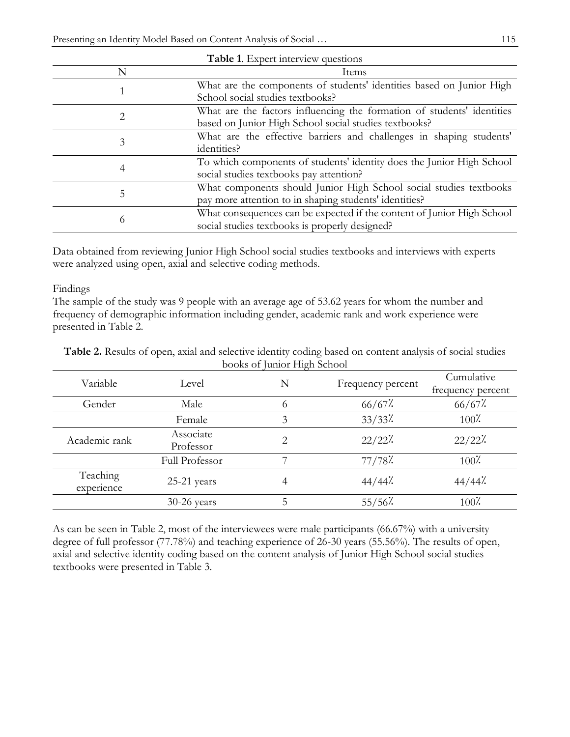**Table 1**. Expert interview questions

| N | Items |
|---|---|
| 1 | What are the components of students' identities based on Junior High School social studies textbooks? |
| 2 | What are the factors influencing the formation of students' identities based on Junior High School social studies textbooks? |
| 3 | What are the effective barriers and challenges in shaping students' identities? |
| 4 | To which components of students' identity does the Junior High School social studies textbooks pay attention? |
| 5 | What components should Junior High School social studies textbooks pay more attention to in shaping students' identities? |
| 6 | What consequences can be expected if the content of Junior High School social studies textbooks is properly designed? |

Data obtained from reviewing Junior High School social studies textbooks and interviews with experts were analyzed using open, axial and selective coding methods.

Findings

The sample of the study was 9 people with an average age of 53.62 years for whom the number and frequency of demographic information including gender, academic rank and work experience were presented in Table 2.

**Table 2.** Results of open, axial and selective identity coding based on content analysis of social studies books of Junior High School

| Variable | Level | N | Frequency percent | Cumulative frequency percent |
|---|---|---|---|---|
| Gender | Male | 6 | 66/67٪ | 66/67٪ |
| | Female | 3 | 33/33٪ | 100٪ |
| Academic rank | Associate Professor | 2 | 22/22٪ | 22/22٪ |
| | Full Professor | 7 | 77/78٪ | 100٪ |
| Teaching experience | 25-21 years | 4 | 44/44٪ | 44/44٪ |
| | 30-26 years | 5 | 55/56٪ | 100٪ |

As can be seen in Table 2, most of the interviewees were male participants (66.67%) with a university degree of full professor (77.78%) and teaching experience of 26-30 years (55.56%). The results of open, axial and selective identity coding based on the content analysis of Junior High School social studies textbooks were presented in Table 3.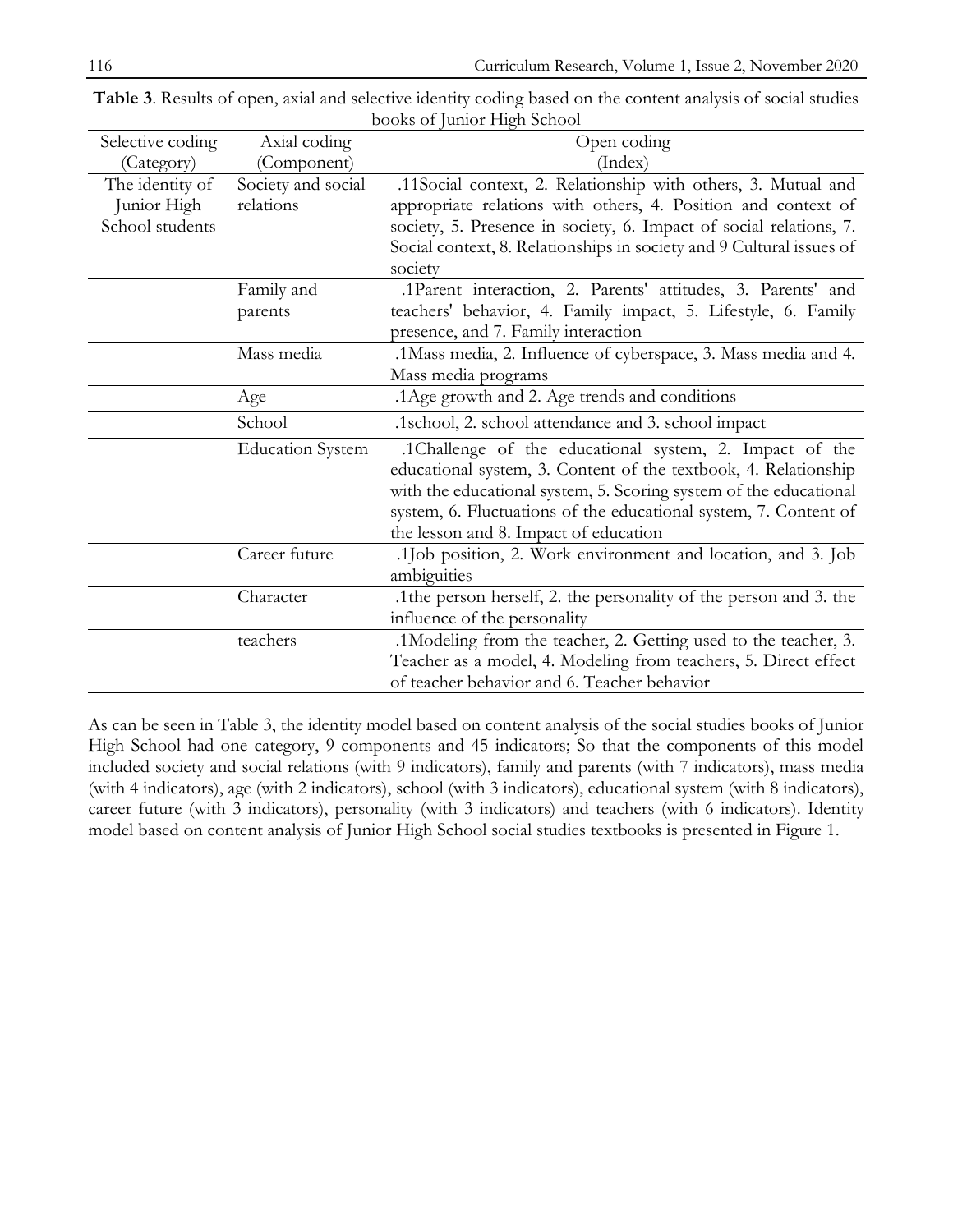**Table 3**. Results of open, axial and selective identity coding based on the content analysis of social studies books of Junior High School

| Selective coding (Category) | Axial coding (Component) | Open coding (Index) |
|---|---|---|
| The identity of Junior High School students | Society and social relations | .11Social context, 2. Relationship with others, 3. Mutual and appropriate relations with others, 4. Position and context of society, 5. Presence in society, 6. Impact of social relations, 7. Social context, 8. Relationships in society and 9 Cultural issues of society |
| | Family and parents | .1Parent interaction, 2. Parents' attitudes, 3. Parents' and teachers' behavior, 4. Family impact, 5. Lifestyle, 6. Family presence, and 7. Family interaction |
| | Mass media | .1Mass media, 2. Influence of cyberspace, 3. Mass media and 4. Mass media programs |
| | Age | .1Age growth and 2. Age trends and conditions |
| | School | .1school, 2. school attendance and 3. school impact |
| | Education System | .1Challenge of the educational system, 2. Impact of the educational system, 3. Content of the textbook, 4. Relationship with the educational system, 5. Scoring system of the educational system, 6. Fluctuations of the educational system, 7. Content of the lesson and 8. Impact of education |
| | Career future | .1Job position, 2. Work environment and location, and 3. Job ambiguities |
| | Character | .1the person herself, 2. the personality of the person and 3. the influence of the personality |
| | teachers | .1Modeling from the teacher, 2. Getting used to the teacher, 3. Teacher as a model, 4. Modeling from teachers, 5. Direct effect of teacher behavior and 6. Teacher behavior |

As can be seen in Table 3, the identity model based on content analysis of the social studies books of Junior High School had one category, 9 components and 45 indicators; So that the components of this model included society and social relations (with 9 indicators), family and parents (with 7 indicators), mass media (with 4 indicators), age (with 2 indicators), school (with 3 indicators), educational system (with 8 indicators), career future (with 3 indicators), personality (with 3 indicators) and teachers (with 6 indicators). Identity model based on content analysis of Junior High School social studies textbooks is presented in Figure 1.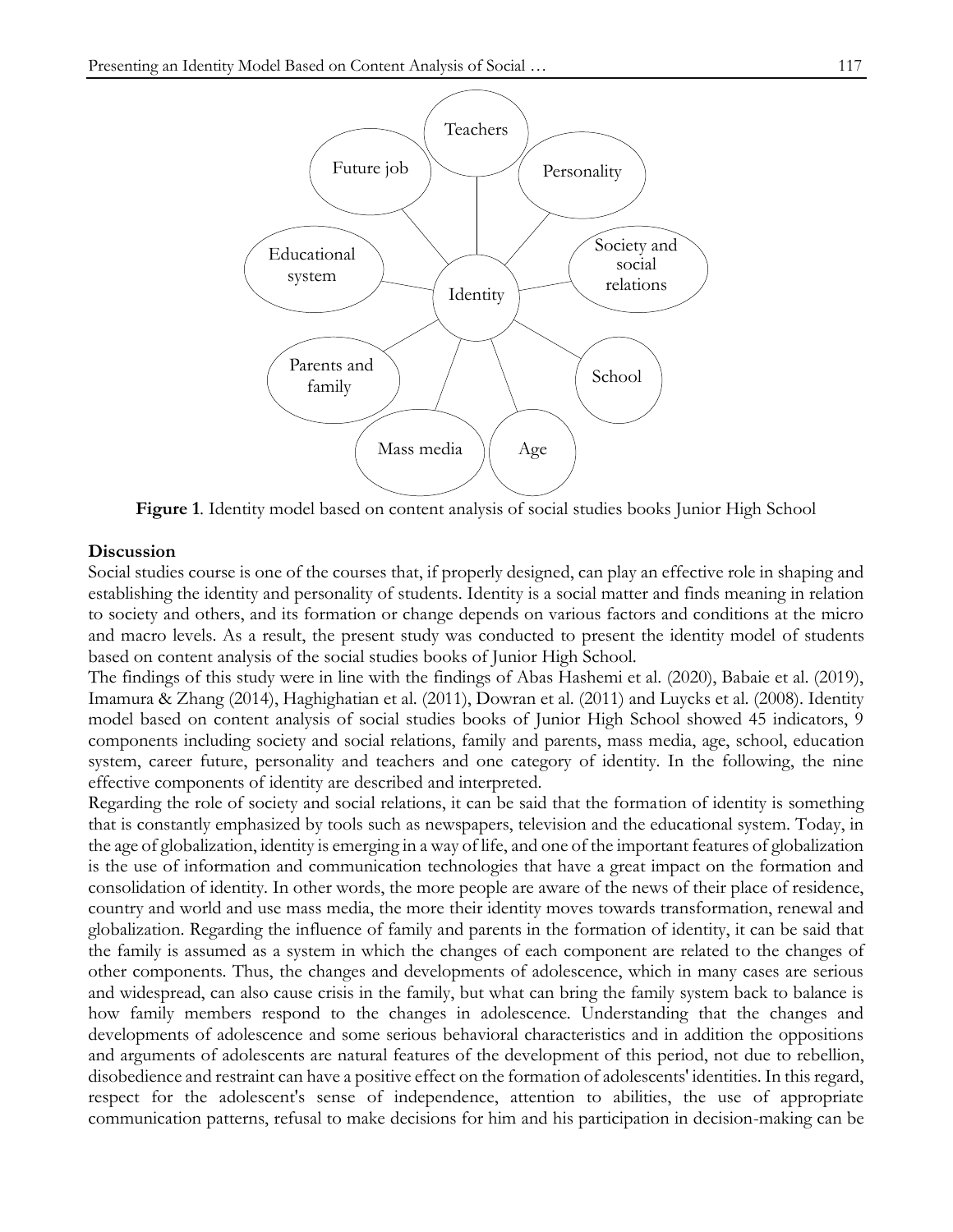**Figure 1**. Identity model based on content analysis of social studies books Junior High School

**Discussion**

Social studies course is one of the courses that, if properly designed, can play an effective role in shaping and establishing the identity and personality of students. Identity is a social matter and finds meaning in relation to society and others, and its formation or change depends on various factors and conditions at the micro and macro levels. As a result, the present study was conducted to present the identity model of students based on content analysis of the social studies books of Junior High School.

The findings of this study were in line with the findings of Abas Hashemi et al. (2020), Babaie et al. (2019), Imamura & Zhang (2014), Haghighatian et al. (2011), Dowran et al. (2011) and Luycks et al. (2008). Identity model based on content analysis of social studies books of Junior High School showed 45 indicators, 9 components including society and social relations, family and parents, mass media, age, school, education system, career future, personality and teachers and one category of identity. In the following, the nine effective components of identity are described and interpreted.

Regarding the role of society and social relations, it can be said that the formation of identity is something that is constantly emphasized by tools such as newspapers, television and the educational system. Today, in the age of globalization, identity is emerging in a way of life, and one of the important features of globalization is the use of information and communication technologies that have a great impact on the formation and consolidation of identity. In other words, the more people are aware of the news of their place of residence, country and world and use mass media, the more their identity moves towards transformation, renewal and globalization. Regarding the influence of family and parents in the formation of identity, it can be said that the family is assumed as a system in which the changes of each component are related to the changes of other components. Thus, the changes and developments of adolescence, which in many cases are serious and widespread, can also cause crisis in the family, but what can bring the family system back to balance is how family members respond to the changes in adolescence. Understanding that the changes and developments of adolescence and some serious behavioral characteristics and in addition the oppositions and arguments of adolescents are natural features of the development of this period, not due to rebellion, disobedience and restraint can have a positive effect on the formation of adolescents' identities. In this regard, respect for the adolescent's sense of independence, attention to abilities, the use of appropriate communication patterns, refusal to make decisions for him and his participation in decision-making can be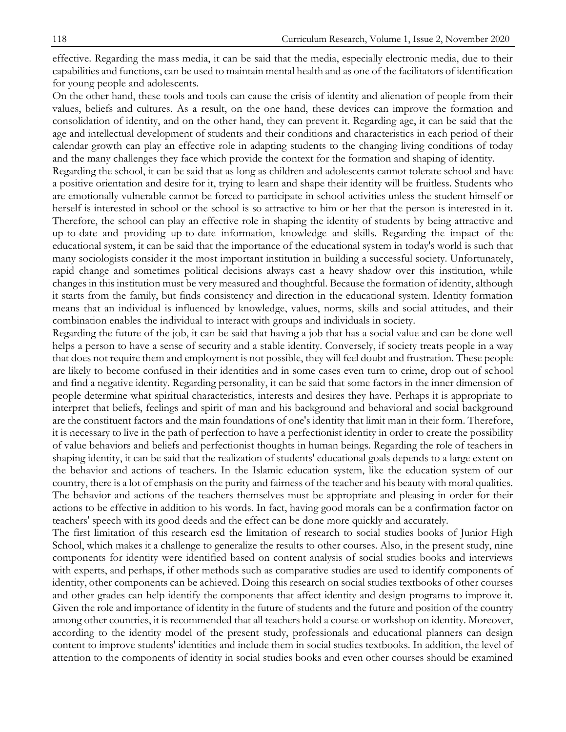effective. Regarding the mass media, it can be said that the media, especially electronic media, due to their capabilities and functions, can be used to maintain mental health and as one of the facilitators of identification for young people and adolescents.

On the other hand, these tools and tools can cause the crisis of identity and alienation of people from their values, beliefs and cultures. As a result, on the one hand, these devices can improve the formation and consolidation of identity, and on the other hand, they can prevent it. Regarding age, it can be said that the age and intellectual development of students and their conditions and characteristics in each period of their calendar growth can play an effective role in adapting students to the changing living conditions of today and the many challenges they face which provide the context for the formation and shaping of identity.

Regarding the school, it can be said that as long as children and adolescents cannot tolerate school and have a positive orientation and desire for it, trying to learn and shape their identity will be fruitless. Students who are emotionally vulnerable cannot be forced to participate in school activities unless the student himself or herself is interested in school or the school is so attractive to him or her that the person is interested in it. Therefore, the school can play an effective role in shaping the identity of students by being attractive and up-to-date and providing up-to-date information, knowledge and skills. Regarding the impact of the educational system, it can be said that the importance of the educational system in today's world is such that many sociologists consider it the most important institution in building a successful society. Unfortunately, rapid change and sometimes political decisions always cast a heavy shadow over this institution, while changes in this institution must be very measured and thoughtful. Because the formation of identity, although it starts from the family, but finds consistency and direction in the educational system. Identity formation means that an individual is influenced by knowledge, values, norms, skills and social attitudes, and their combination enables the individual to interact with groups and individuals in society.

Regarding the future of the job, it can be said that having a job that has a social value and can be done well helps a person to have a sense of security and a stable identity. Conversely, if society treats people in a way that does not require them and employment is not possible, they will feel doubt and frustration. These people are likely to become confused in their identities and in some cases even turn to crime, drop out of school and find a negative identity. Regarding personality, it can be said that some factors in the inner dimension of people determine what spiritual characteristics, interests and desires they have. Perhaps it is appropriate to interpret that beliefs, feelings and spirit of man and his background and behavioral and social background are the constituent factors and the main foundations of one's identity that limit man in their form. Therefore, it is necessary to live in the path of perfection to have a perfectionist identity in order to create the possibility of value behaviors and beliefs and perfectionist thoughts in human beings. Regarding the role of teachers in shaping identity, it can be said that the realization of students' educational goals depends to a large extent on the behavior and actions of teachers. In the Islamic education system, like the education system of our country, there is a lot of emphasis on the purity and fairness of the teacher and his beauty with moral qualities. The behavior and actions of the teachers themselves must be appropriate and pleasing in order for their actions to be effective in addition to his words. In fact, having good morals can be a confirmation factor on teachers' speech with its good deeds and the effect can be done more quickly and accurately.

The first limitation of this research esd the limitation of research to social studies books of Junior High School, which makes it a challenge to generalize the results to other courses. Also, in the present study, nine components for identity were identified based on content analysis of social studies books and interviews with experts, and perhaps, if other methods such as comparative studies are used to identify components of identity, other components can be achieved. Doing this research on social studies textbooks of other courses and other grades can help identify the components that affect identity and design programs to improve it. Given the role and importance of identity in the future of students and the future and position of the country among other countries, it is recommended that all teachers hold a course or workshop on identity. Moreover, according to the identity model of the present study, professionals and educational planners can design content to improve students' identities and include them in social studies textbooks. In addition, the level of attention to the components of identity in social studies books and even other courses should be examined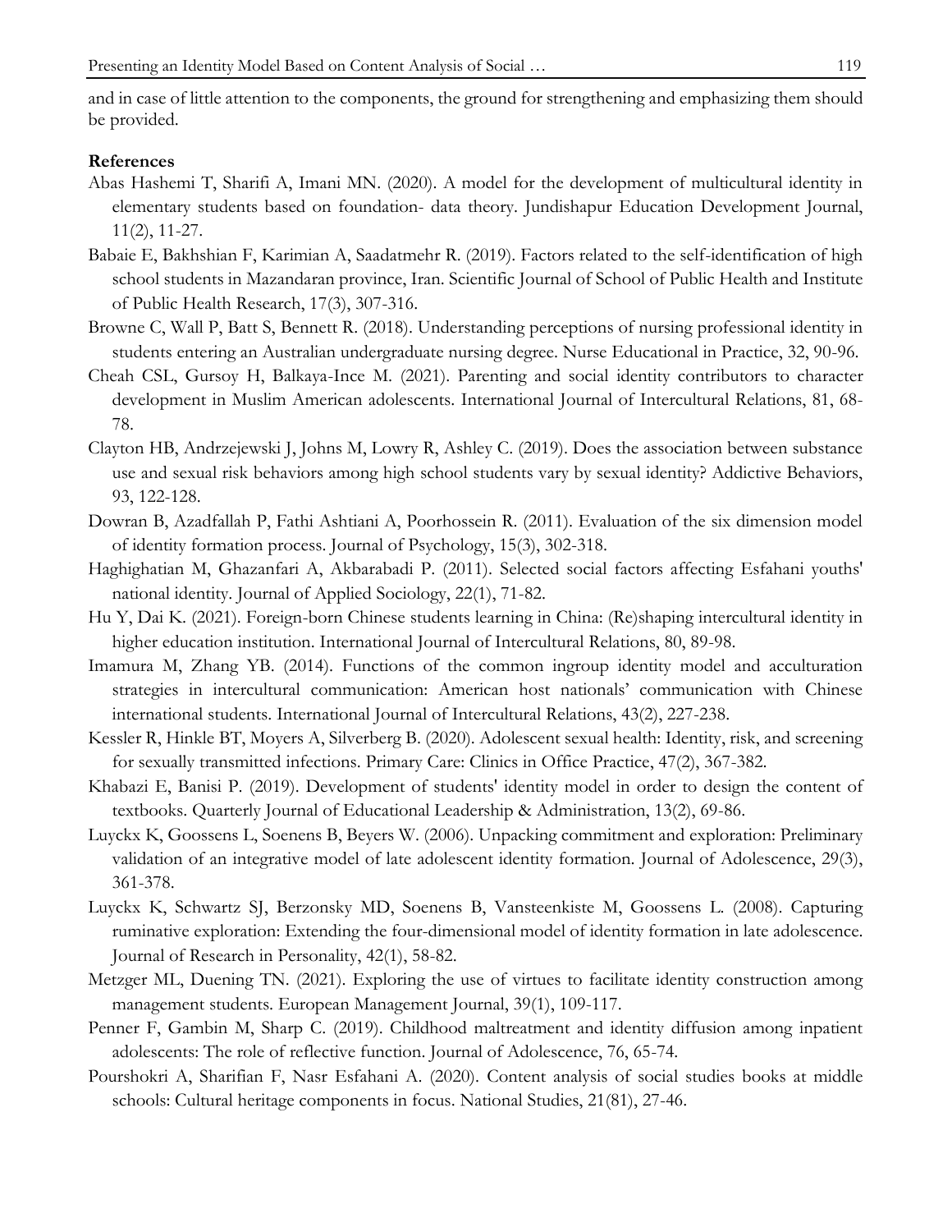and in case of little attention to the components, the ground for strengthening and emphasizing them should be provided.

**References**

Abas Hashemi T, Sharifi A, Imani MN. (2020). A model for the development of multicultural identity in elementary students based on foundation- data theory. Jundishapur Education Development Journal, 11(2), 11-27.

Babaie E, Bakhshian F, Karimian A, Saadatmehr R. (2019). Factors related to the self-identification of high school students in Mazandaran province, Iran. Scientific Journal of School of Public Health and Institute of Public Health Research, 17(3), 307-316.

Browne C, Wall P, Batt S, Bennett R. (2018). Understanding perceptions of nursing professional identity in students entering an Australian undergraduate nursing degree. Nurse Educational in Practice, 32, 90-96.

Cheah CSL, Gursoy H, Balkaya-Ince M. (2021). Parenting and social identity contributors to character development in Muslim American adolescents. International Journal of Intercultural Relations, 81, 68-78.

Clayton HB, Andrzejewski J, Johns M, Lowry R, Ashley C. (2019). Does the association between substance use and sexual risk behaviors among high school students vary by sexual identity? Addictive Behaviors, 93, 122-128.

Dowran B, Azadfallah P, Fathi Ashtiani A, Poorhossein R. (2011). Evaluation of the six dimension model of identity formation process. Journal of Psychology, 15(3), 302-318.

Haghighatian M, Ghazanfari A, Akbarabadi P. (2011). Selected social factors affecting Esfahani youths' national identity. Journal of Applied Sociology, 22(1), 71-82.

Hu Y, Dai K. (2021). Foreign-born Chinese students learning in China: (Re)shaping intercultural identity in higher education institution. International Journal of Intercultural Relations, 80, 89-98.

Imamura M, Zhang YB. (2014). Functions of the common ingroup identity model and acculturation strategies in intercultural communication: American host nationals' communication with Chinese international students. International Journal of Intercultural Relations, 43(2), 227-238.

Kessler R, Hinkle BT, Moyers A, Silverberg B. (2020). Adolescent sexual health: Identity, risk, and screening for sexually transmitted infections. Primary Care: Clinics in Office Practice, 47(2), 367-382.

Khabazi E, Banisi P. (2019). Development of students' identity model in order to design the content of textbooks. Quarterly Journal of Educational Leadership & Administration, 13(2), 69-86.

Luyckx K, Goossens L, Soenens B, Beyers W. (2006). Unpacking commitment and exploration: Preliminary validation of an integrative model of late adolescent identity formation. Journal of Adolescence, 29(3), 361-378.

Luyckx K, Schwartz SJ, Berzonsky MD, Soenens B, Vansteenkiste M, Goossens L. (2008). Capturing ruminative exploration: Extending the four-dimensional model of identity formation in late adolescence. Journal of Research in Personality, 42(1), 58-82.

Metzger ML, Duening TN. (2021). Exploring the use of virtues to facilitate identity construction among management students. European Management Journal, 39(1), 109-117.

Penner F, Gambin M, Sharp C. (2019). Childhood maltreatment and identity diffusion among inpatient adolescents: The role of reflective function. Journal of Adolescence, 76, 65-74.

Pourshokri A, Sharifian F, Nasr Esfahani A. (2020). Content analysis of social studies books at middle schools: Cultural heritage components in focus. National Studies, 21(81), 27-46.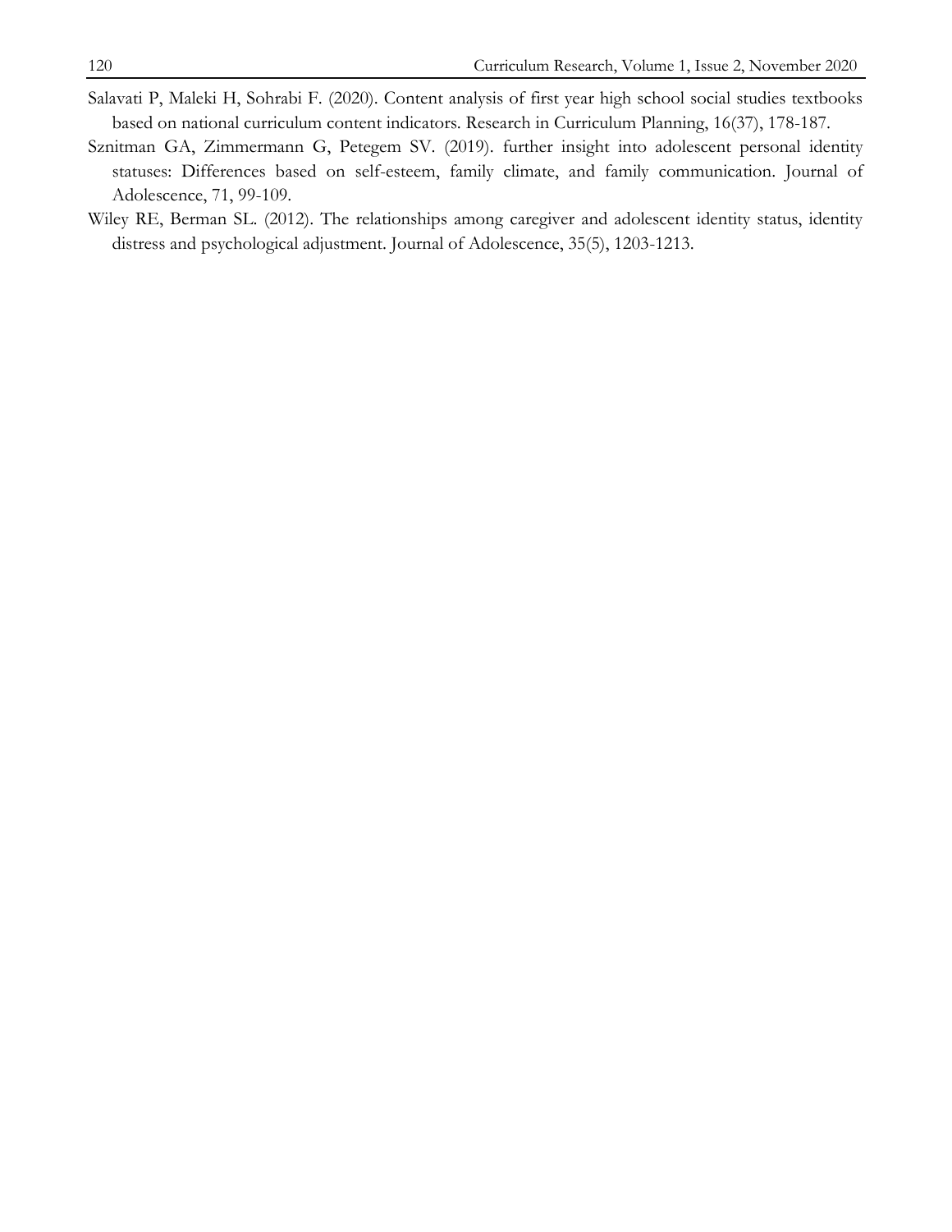Salavati P, Maleki H, Sohrabi F. (2020). Content analysis of first year high school social studies textbooks based on national curriculum content indicators. Research in Curriculum Planning, 16(37), 178-187.

Sznitman GA, Zimmermann G, Petegem SV. (2019). further insight into adolescent personal identity statuses: Differences based on self-esteem, family climate, and family communication. Journal of Adolescence, 71, 99-109.

Wiley RE, Berman SL. (2012). The relationships among caregiver and adolescent identity status, identity distress and psychological adjustment. Journal of Adolescence, 35(5), 1203-1213.